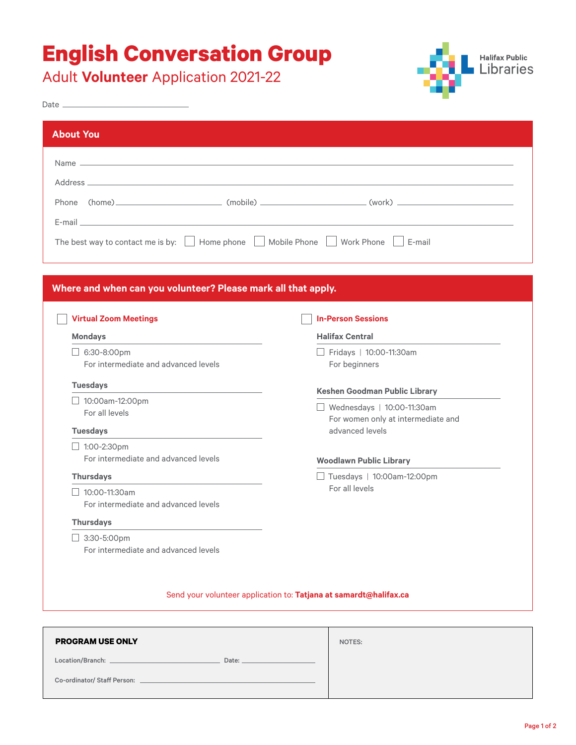# English Conversation Group

## Adult **Volunteer** Application 2021-22

Halifax Public Libraries

Date ______________________

## About You

Name ____________________________________________

Address ____________________________________________

Phone (home) ______________ (mobile) ______________ (work) ______________

E-mail ____________________________________________

The best way to contact me is by: ☐ Home phone ☐ Mobile Phone ☐ Work Phone ☐ E-mail

## Where and when can you volunteer? Please mark all that apply.

☐ **Virtual Zoom Meetings**

**Mondays**

☐ 6:30-8:00pm
For intermediate and advanced levels

**Tuesdays**

☐ 10:00am-12:00pm
For all levels

**Tuesdays**

☐ 1:00-2:30pm
For intermediate and advanced levels

**Thursdays**

☐ 10:00-11:30am
For intermediate and advanced levels

**Thursdays**

☐ 3:30-5:00pm
For intermediate and advanced levels

☐ **In-Person Sessions**

**Halifax Central**

☐ Fridays | 10:00-11:30am
For beginners

**Keshen Goodman Public Library**

☐ Wednesdays | 10:00-11:30am
For women only at intermediate and advanced levels

**Woodlawn Public Library**

☐ Tuesdays | 10:00am-12:00pm
For all levels

Send your volunteer application to: **Tatjana at samardt@halifax.ca**

**PROGRAM USE ONLY**

Location/Branch: ______________________ Date: ______________

Co-ordinator/ Staff Person: ______________________

NOTES: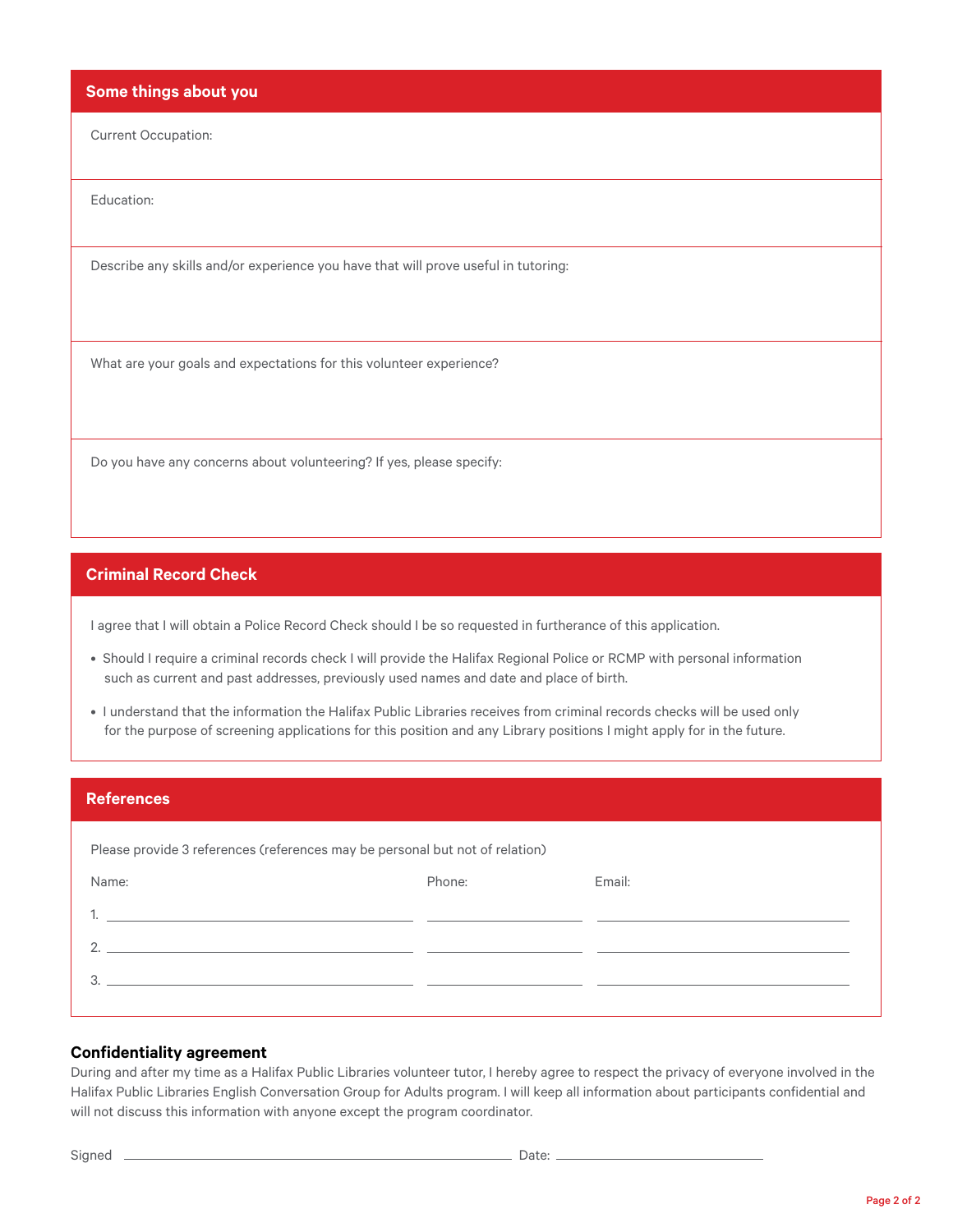## Some things about you

Current Occupation:

Education:

Describe any skills and/or experience you have that will prove useful in tutoring:

What are your goals and expectations for this volunteer experience?

Do you have any concerns about volunteering? If yes, please specify:

## Criminal Record Check

I agree that I will obtain a Police Record Check should I be so requested in furtherance of this application.

- Should I require a criminal records check I will provide the Halifax Regional Police or RCMP with personal information such as current and past addresses, previously used names and date and place of birth.
- I understand that the information the Halifax Public Libraries receives from criminal records checks will be used only for the purpose of screening applications for this position and any Library positions I might apply for in the future.

## References

Please provide 3 references (references may be personal but not of relation)

| Name: | Phone: | Email: |
|---|---|---|
| 1. ______________________ | ____________ | ____________________ |
| 2. ______________________ | ____________ | ____________________ |
| 3. ______________________ | ____________ | ____________________ |

### Confidentiality agreement

During and after my time as a Halifax Public Libraries volunteer tutor, I hereby agree to respect the privacy of everyone involved in the Halifax Public Libraries English Conversation Group for Adults program. I will keep all information about participants confidential and will not discuss this information with anyone except the program coordinator.

Signed ______________________________ Date: ____________________